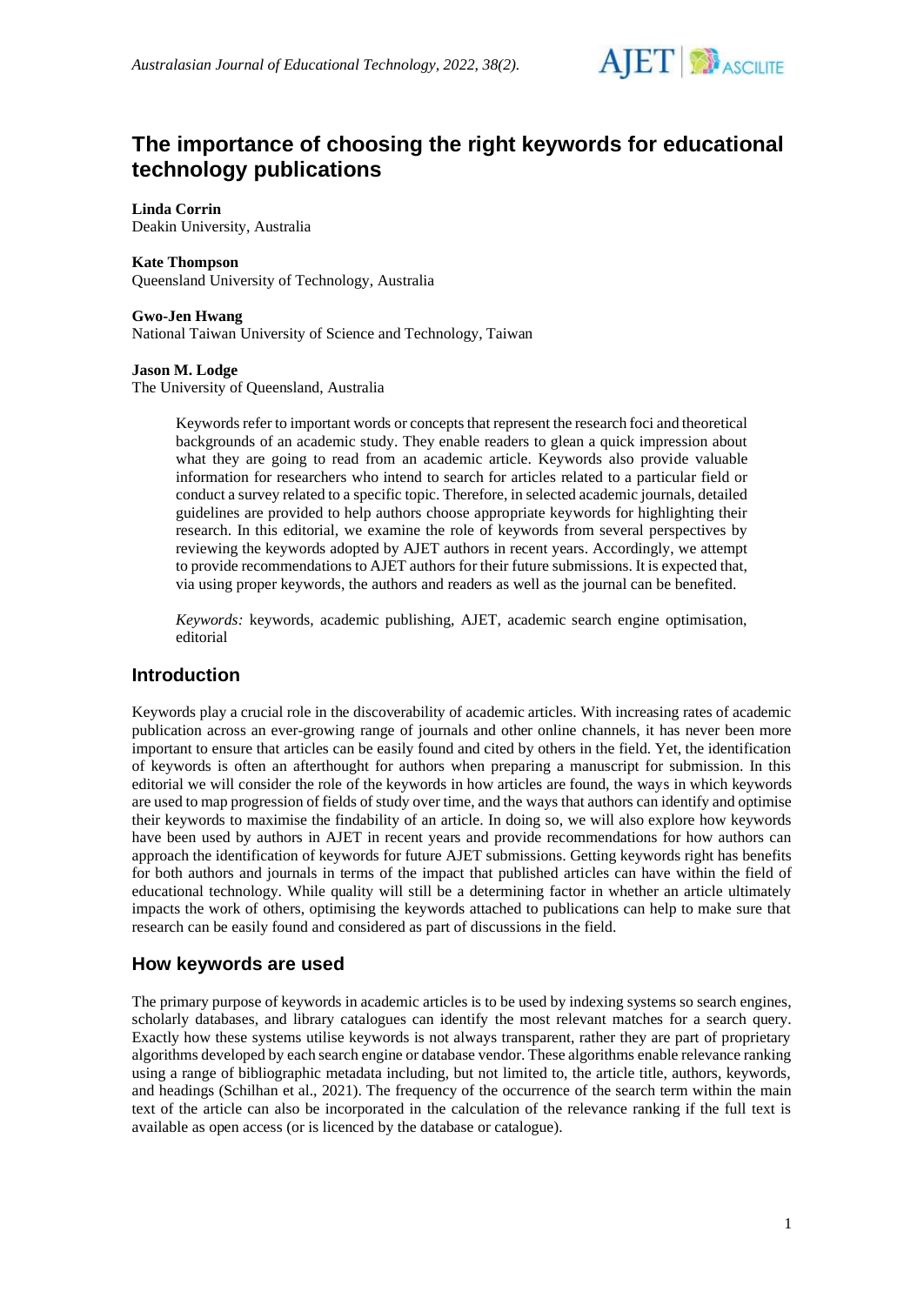# The importance of choosing the right keywords for educational technology publications

**Linda Corrin**
Deakin University, Australia

**Kate Thompson**
Queensland University of Technology, Australia

**Gwo-Jen Hwang**
National Taiwan University of Science and Technology, Taiwan

**Jason M. Lodge**
The University of Queensland, Australia

> Keywords refer to important words or concepts that represent the research foci and theoretical backgrounds of an academic study. They enable readers to glean a quick impression about what they are going to read from an academic article. Keywords also provide valuable information for researchers who intend to search for articles related to a particular field or conduct a survey related to a specific topic. Therefore, in selected academic journals, detailed guidelines are provided to help authors choose appropriate keywords for highlighting their research. In this editorial, we examine the role of keywords from several perspectives by reviewing the keywords adopted by AJET authors in recent years. Accordingly, we attempt to provide recommendations to AJET authors for their future submissions. It is expected that, via using proper keywords, the authors and readers as well as the journal can be benefited.
>
> *Keywords:* keywords, academic publishing, AJET, academic search engine optimisation, editorial

## Introduction

Keywords play a crucial role in the discoverability of academic articles. With increasing rates of academic publication across an ever-growing range of journals and other online channels, it has never been more important to ensure that articles can be easily found and cited by others in the field. Yet, the identification of keywords is often an afterthought for authors when preparing a manuscript for submission. In this editorial we will consider the role of the keywords in how articles are found, the ways in which keywords are used to map progression of fields of study over time, and the ways that authors can identify and optimise their keywords to maximise the findability of an article. In doing so, we will also explore how keywords have been used by authors in AJET in recent years and provide recommendations for how authors can approach the identification of keywords for future AJET submissions. Getting keywords right has benefits for both authors and journals in terms of the impact that published articles can have within the field of educational technology. While quality will still be a determining factor in whether an article ultimately impacts the work of others, optimising the keywords attached to publications can help to make sure that research can be easily found and considered as part of discussions in the field.

## How keywords are used

The primary purpose of keywords in academic articles is to be used by indexing systems so search engines, scholarly databases, and library catalogues can identify the most relevant matches for a search query. Exactly how these systems utilise keywords is not always transparent, rather they are part of proprietary algorithms developed by each search engine or database vendor. These algorithms enable relevance ranking using a range of bibliographic metadata including, but not limited to, the article title, authors, keywords, and headings (Schilhan et al., 2021). The frequency of the occurrence of the search term within the main text of the article can also be incorporated in the calculation of the relevance ranking if the full text is available as open access (or is licenced by the database or catalogue).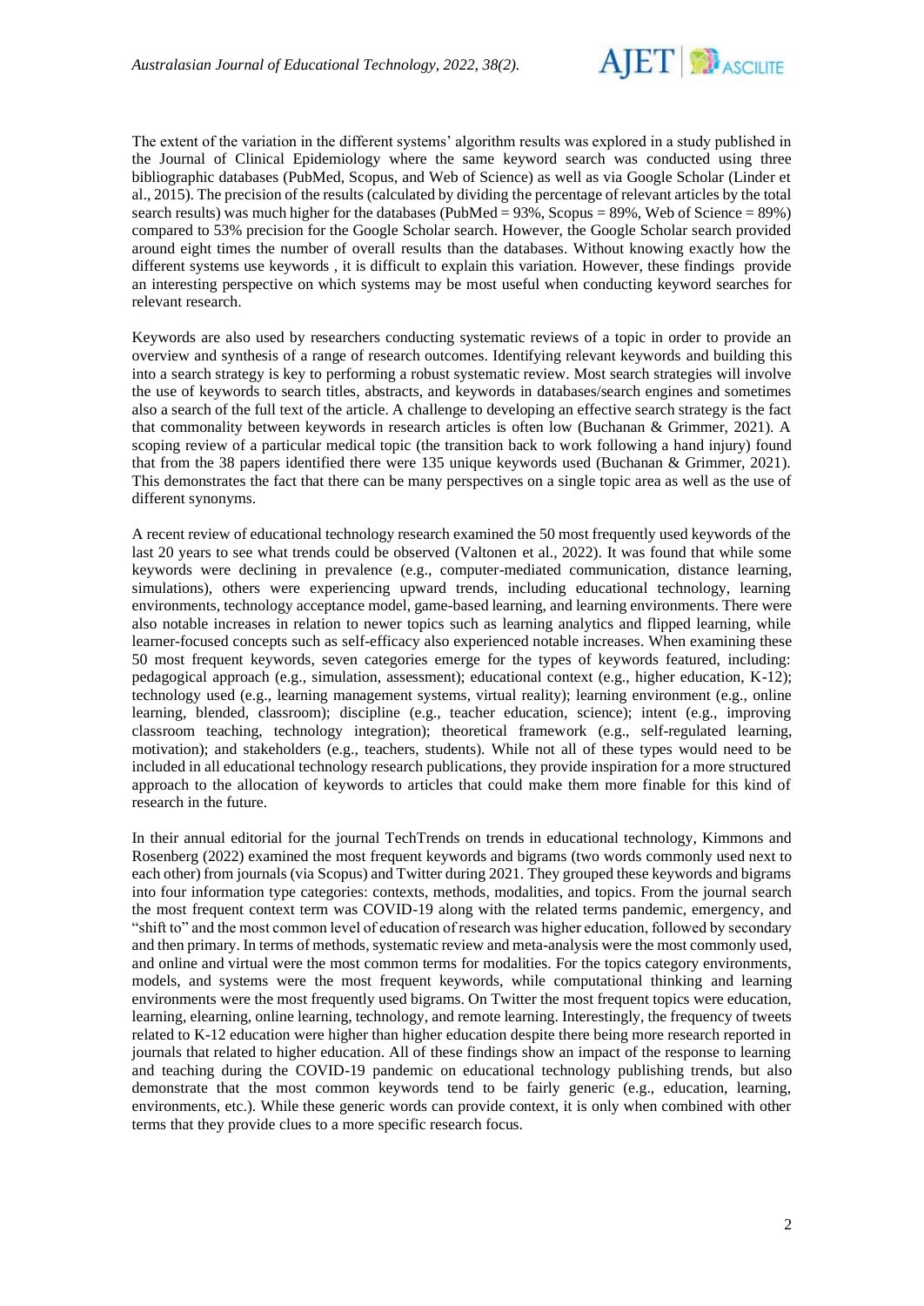The extent of the variation in the different systems' algorithm results was explored in a study published in the Journal of Clinical Epidemiology where the same keyword search was conducted using three bibliographic databases (PubMed, Scopus, and Web of Science) as well as via Google Scholar (Linder et al., 2015). The precision of the results (calculated by dividing the percentage of relevant articles by the total search results) was much higher for the databases (PubMed = 93%, Scopus = 89%, Web of Science = 89%) compared to 53% precision for the Google Scholar search. However, the Google Scholar search provided around eight times the number of overall results than the databases. Without knowing exactly how the different systems use keywords , it is difficult to explain this variation. However, these findings provide an interesting perspective on which systems may be most useful when conducting keyword searches for relevant research.

Keywords are also used by researchers conducting systematic reviews of a topic in order to provide an overview and synthesis of a range of research outcomes. Identifying relevant keywords and building this into a search strategy is key to performing a robust systematic review. Most search strategies will involve the use of keywords to search titles, abstracts, and keywords in databases/search engines and sometimes also a search of the full text of the article. A challenge to developing an effective search strategy is the fact that commonality between keywords in research articles is often low (Buchanan & Grimmer, 2021). A scoping review of a particular medical topic (the transition back to work following a hand injury) found that from the 38 papers identified there were 135 unique keywords used (Buchanan & Grimmer, 2021). This demonstrates the fact that there can be many perspectives on a single topic area as well as the use of different synonyms.

A recent review of educational technology research examined the 50 most frequently used keywords of the last 20 years to see what trends could be observed (Valtonen et al., 2022). It was found that while some keywords were declining in prevalence (e.g., computer-mediated communication, distance learning, simulations), others were experiencing upward trends, including educational technology, learning environments, technology acceptance model, game-based learning, and learning environments. There were also notable increases in relation to newer topics such as learning analytics and flipped learning, while learner-focused concepts such as self-efficacy also experienced notable increases. When examining these 50 most frequent keywords, seven categories emerge for the types of keywords featured, including: pedagogical approach (e.g., simulation, assessment); educational context (e.g., higher education, K-12); technology used (e.g., learning management systems, virtual reality); learning environment (e.g., online learning, blended, classroom); discipline (e.g., teacher education, science); intent (e.g., improving classroom teaching, technology integration); theoretical framework (e.g., self-regulated learning, motivation); and stakeholders (e.g., teachers, students). While not all of these types would need to be included in all educational technology research publications, they provide inspiration for a more structured approach to the allocation of keywords to articles that could make them more finable for this kind of research in the future.

In their annual editorial for the journal TechTrends on trends in educational technology, Kimmons and Rosenberg (2022) examined the most frequent keywords and bigrams (two words commonly used next to each other) from journals (via Scopus) and Twitter during 2021. They grouped these keywords and bigrams into four information type categories: contexts, methods, modalities, and topics. From the journal search the most frequent context term was COVID-19 along with the related terms pandemic, emergency, and "shift to" and the most common level of education of research was higher education, followed by secondary and then primary. In terms of methods, systematic review and meta-analysis were the most commonly used, and online and virtual were the most common terms for modalities. For the topics category environments, models, and systems were the most frequent keywords, while computational thinking and learning environments were the most frequently used bigrams. On Twitter the most frequent topics were education, learning, elearning, online learning, technology, and remote learning. Interestingly, the frequency of tweets related to K-12 education were higher than higher education despite there being more research reported in journals that related to higher education. All of these findings show an impact of the response to learning and teaching during the COVID-19 pandemic on educational technology publishing trends, but also demonstrate that the most common keywords tend to be fairly generic (e.g., education, learning, environments, etc.). While these generic words can provide context, it is only when combined with other terms that they provide clues to a more specific research focus.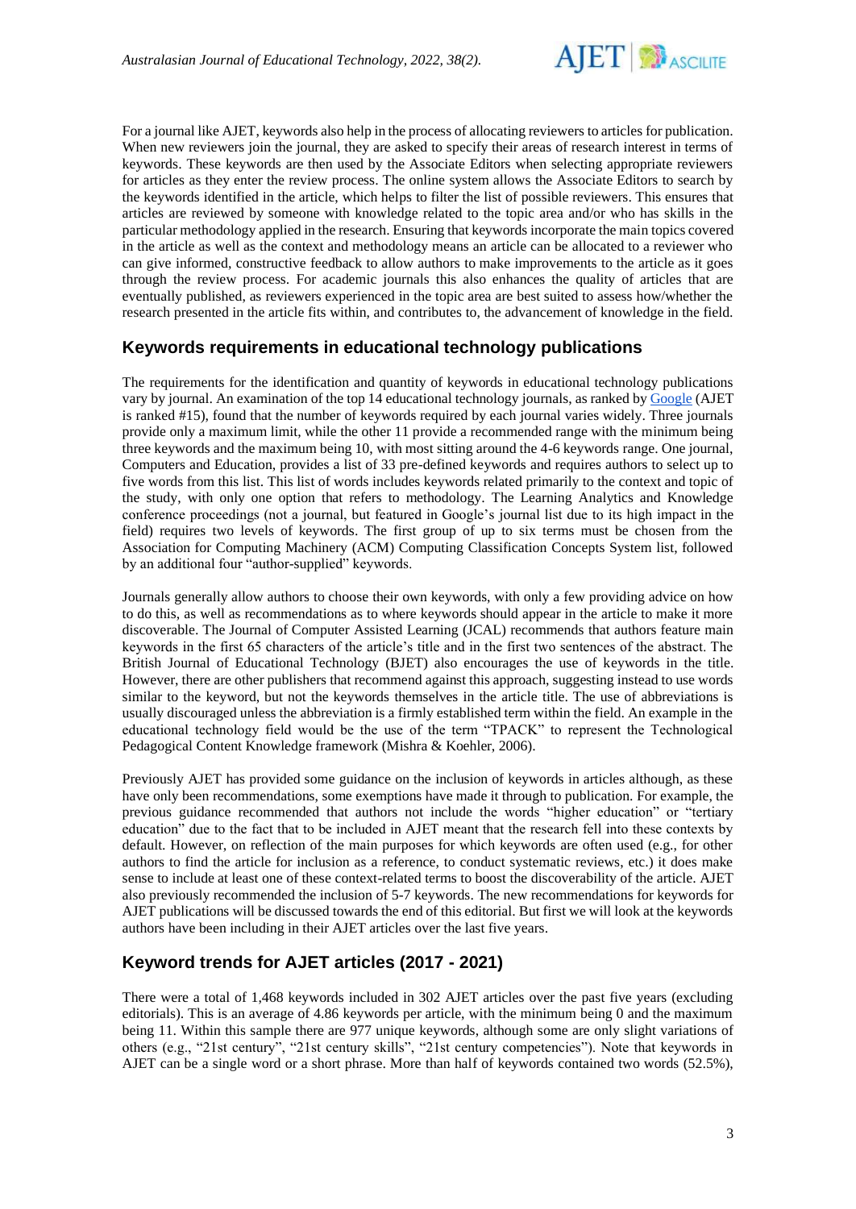For a journal like AJET, keywords also help in the process of allocating reviewers to articles for publication. When new reviewers join the journal, they are asked to specify their areas of research interest in terms of keywords. These keywords are then used by the Associate Editors when selecting appropriate reviewers for articles as they enter the review process. The online system allows the Associate Editors to search by the keywords identified in the article, which helps to filter the list of possible reviewers. This ensures that articles are reviewed by someone with knowledge related to the topic area and/or who has skills in the particular methodology applied in the research. Ensuring that keywords incorporate the main topics covered in the article as well as the context and methodology means an article can be allocated to a reviewer who can give informed, constructive feedback to allow authors to make improvements to the article as it goes through the review process. For academic journals this also enhances the quality of articles that are eventually published, as reviewers experienced in the topic area are best suited to assess how/whether the research presented in the article fits within, and contributes to, the advancement of knowledge in the field.

## Keywords requirements in educational technology publications

The requirements for the identification and quantity of keywords in educational technology publications vary by journal. An examination of the top 14 educational technology journals, as ranked by Google (AJET is ranked #15), found that the number of keywords required by each journal varies widely. Three journals provide only a maximum limit, while the other 11 provide a recommended range with the minimum being three keywords and the maximum being 10, with most sitting around the 4-6 keywords range. One journal, Computers and Education, provides a list of 33 pre-defined keywords and requires authors to select up to five words from this list. This list of words includes keywords related primarily to the context and topic of the study, with only one option that refers to methodology. The Learning Analytics and Knowledge conference proceedings (not a journal, but featured in Google's journal list due to its high impact in the field) requires two levels of keywords. The first group of up to six terms must be chosen from the Association for Computing Machinery (ACM) Computing Classification Concepts System list, followed by an additional four "author-supplied" keywords.

Journals generally allow authors to choose their own keywords, with only a few providing advice on how to do this, as well as recommendations as to where keywords should appear in the article to make it more discoverable. The Journal of Computer Assisted Learning (JCAL) recommends that authors feature main keywords in the first 65 characters of the article's title and in the first two sentences of the abstract. The British Journal of Educational Technology (BJET) also encourages the use of keywords in the title. However, there are other publishers that recommend against this approach, suggesting instead to use words similar to the keyword, but not the keywords themselves in the article title. The use of abbreviations is usually discouraged unless the abbreviation is a firmly established term within the field. An example in the educational technology field would be the use of the term "TPACK" to represent the Technological Pedagogical Content Knowledge framework (Mishra & Koehler, 2006).

Previously AJET has provided some guidance on the inclusion of keywords in articles although, as these have only been recommendations, some exemptions have made it through to publication. For example, the previous guidance recommended that authors not include the words "higher education" or "tertiary education" due to the fact that to be included in AJET meant that the research fell into these contexts by default. However, on reflection of the main purposes for which keywords are often used (e.g., for other authors to find the article for inclusion as a reference, to conduct systematic reviews, etc.) it does make sense to include at least one of these context-related terms to boost the discoverability of the article. AJET also previously recommended the inclusion of 5-7 keywords. The new recommendations for keywords for AJET publications will be discussed towards the end of this editorial. But first we will look at the keywords authors have been including in their AJET articles over the last five years.

## Keyword trends for AJET articles (2017 - 2021)

There were a total of 1,468 keywords included in 302 AJET articles over the past five years (excluding editorials). This is an average of 4.86 keywords per article, with the minimum being 0 and the maximum being 11. Within this sample there are 977 unique keywords, although some are only slight variations of others (e.g., "21st century", "21st century skills", "21st century competencies"). Note that keywords in AJET can be a single word or a short phrase. More than half of keywords contained two words (52.5%),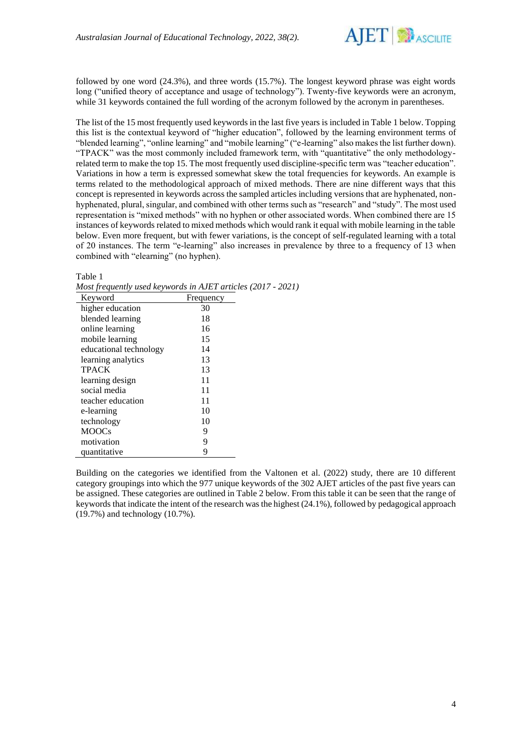followed by one word (24.3%), and three words (15.7%). The longest keyword phrase was eight words long ("unified theory of acceptance and usage of technology"). Twenty-five keywords were an acronym, while 31 keywords contained the full wording of the acronym followed by the acronym in parentheses.

The list of the 15 most frequently used keywords in the last five years is included in Table 1 below. Topping this list is the contextual keyword of "higher education", followed by the learning environment terms of "blended learning", "online learning" and "mobile learning" ("e-learning" also makes the list further down). "TPACK" was the most commonly included framework term, with "quantitative" the only methodology-related term to make the top 15. The most frequently used discipline-specific term was "teacher education". Variations in how a term is expressed somewhat skew the total frequencies for keywords. An example is terms related to the methodological approach of mixed methods. There are nine different ways that this concept is represented in keywords across the sampled articles including versions that are hyphenated, non-hyphenated, plural, singular, and combined with other terms such as "research" and "study". The most used representation is "mixed methods" with no hyphen or other associated words. When combined there are 15 instances of keywords related to mixed methods which would rank it equal with mobile learning in the table below. Even more frequent, but with fewer variations, is the concept of self-regulated learning with a total of 20 instances. The term "e-learning" also increases in prevalence by three to a frequency of 13 when combined with "elearning" (no hyphen).

Table 1

*Most frequently used keywords in AJET articles (2017 - 2021)*

| Keyword | Frequency |
|---|---|
| higher education | 30 |
| blended learning | 18 |
| online learning | 16 |
| mobile learning | 15 |
| educational technology | 14 |
| learning analytics | 13 |
| TPACK | 13 |
| learning design | 11 |
| social media | 11 |
| teacher education | 11 |
| e-learning | 10 |
| technology | 10 |
| MOOCs | 9 |
| motivation | 9 |
| quantitative | 9 |

Building on the categories we identified from the Valtonen et al. (2022) study, there are 10 different category groupings into which the 977 unique keywords of the 302 AJET articles of the past five years can be assigned. These categories are outlined in Table 2 below. From this table it can be seen that the range of keywords that indicate the intent of the research was the highest (24.1%), followed by pedagogical approach (19.7%) and technology (10.7%).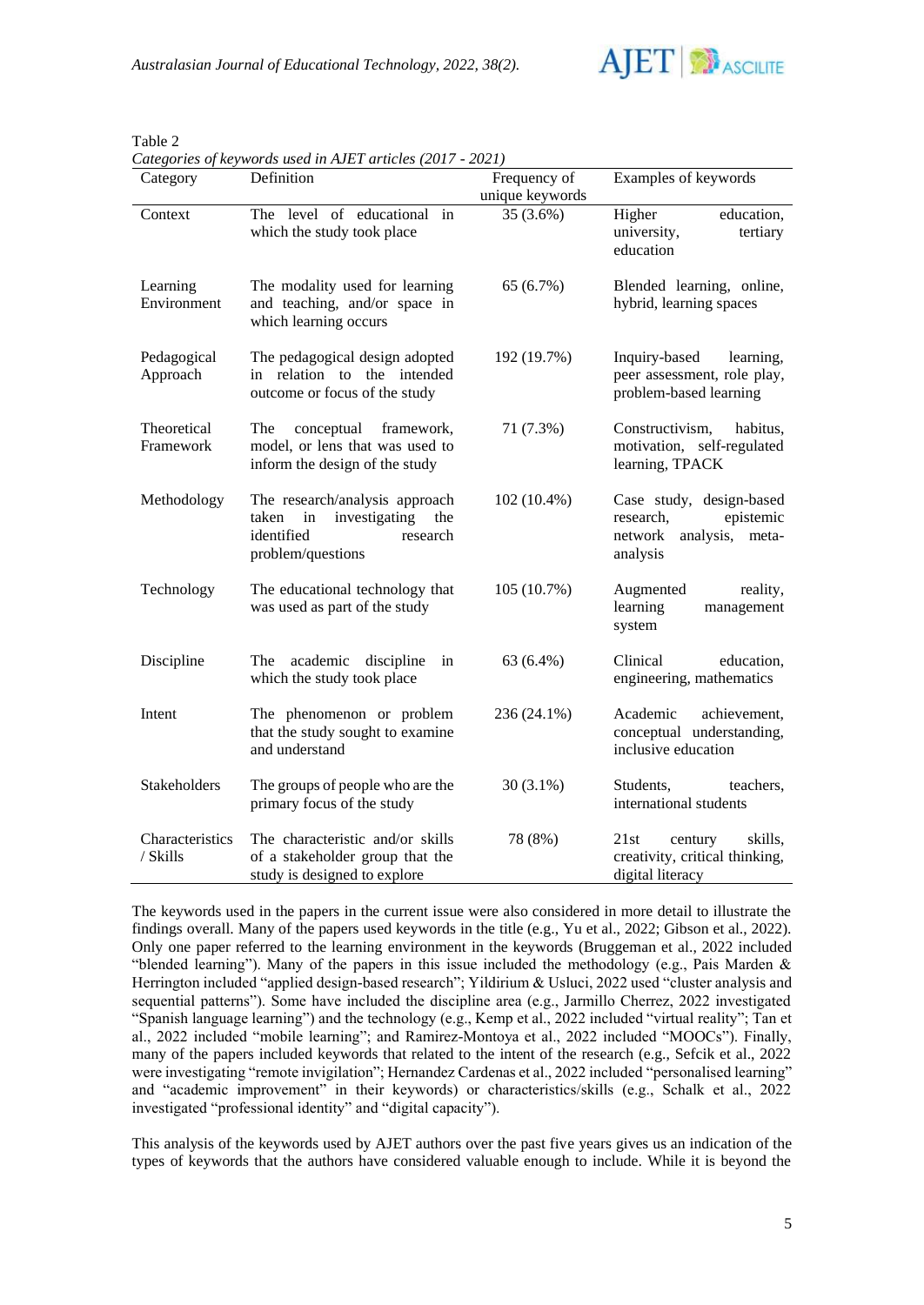Table 2
*Categories of keywords used in AJET articles (2017 - 2021)*

| Category | Definition | Frequency of unique keywords | Examples of keywords |
|---|---|---|---|
| Context | The level of educational in which the study took place | 35 (3.6%) | Higher education, university, tertiary education |
| Learning Environment | The modality used for learning and teaching, and/or space in which learning occurs | 65 (6.7%) | Blended learning, online, hybrid, learning spaces |
| Pedagogical Approach | The pedagogical design adopted in relation to the intended outcome or focus of the study | 192 (19.7%) | Inquiry-based learning, peer assessment, role play, problem-based learning |
| Theoretical Framework | The conceptual framework, model, or lens that was used to inform the design of the study | 71 (7.3%) | Constructivism, habitus, motivation, self-regulated learning, TPACK |
| Methodology | The research/analysis approach taken in investigating the identified research problem/questions | 102 (10.4%) | Case study, design-based research, epistemic network analysis, meta-analysis |
| Technology | The educational technology that was used as part of the study | 105 (10.7%) | Augmented reality, learning management system |
| Discipline | The academic discipline in which the study took place | 63 (6.4%) | Clinical education, engineering, mathematics |
| Intent | The phenomenon or problem that the study sought to examine and understand | 236 (24.1%) | Academic achievement, conceptual understanding, inclusive education |
| Stakeholders | The groups of people who are the primary focus of the study | 30 (3.1%) | Students, teachers, international students |
| Characteristics / Skills | The characteristic and/or skills of a stakeholder group that the study is designed to explore | 78 (8%) | 21st century skills, creativity, critical thinking, digital literacy |

The keywords used in the papers in the current issue were also considered in more detail to illustrate the findings overall. Many of the papers used keywords in the title (e.g., Yu et al., 2022; Gibson et al., 2022). Only one paper referred to the learning environment in the keywords (Bruggeman et al., 2022 included "blended learning"). Many of the papers in this issue included the methodology (e.g., Pais Marden & Herrington included "applied design-based research"; Yildirium & Usluci, 2022 used "cluster analysis and sequential patterns"). Some have included the discipline area (e.g., Jarmillo Cherrez, 2022 investigated "Spanish language learning") and the technology (e.g., Kemp et al., 2022 included "virtual reality"; Tan et al., 2022 included "mobile learning"; and Ramirez-Montoya et al., 2022 included "MOOCs"). Finally, many of the papers included keywords that related to the intent of the research (e.g., Sefcik et al., 2022 were investigating "remote invigilation"; Hernandez Cardenas et al., 2022 included "personalised learning" and "academic improvement" in their keywords) or characteristics/skills (e.g., Schalk et al., 2022 investigated "professional identity" and "digital capacity").

This analysis of the keywords used by AJET authors over the past five years gives us an indication of the types of keywords that the authors have considered valuable enough to include. While it is beyond the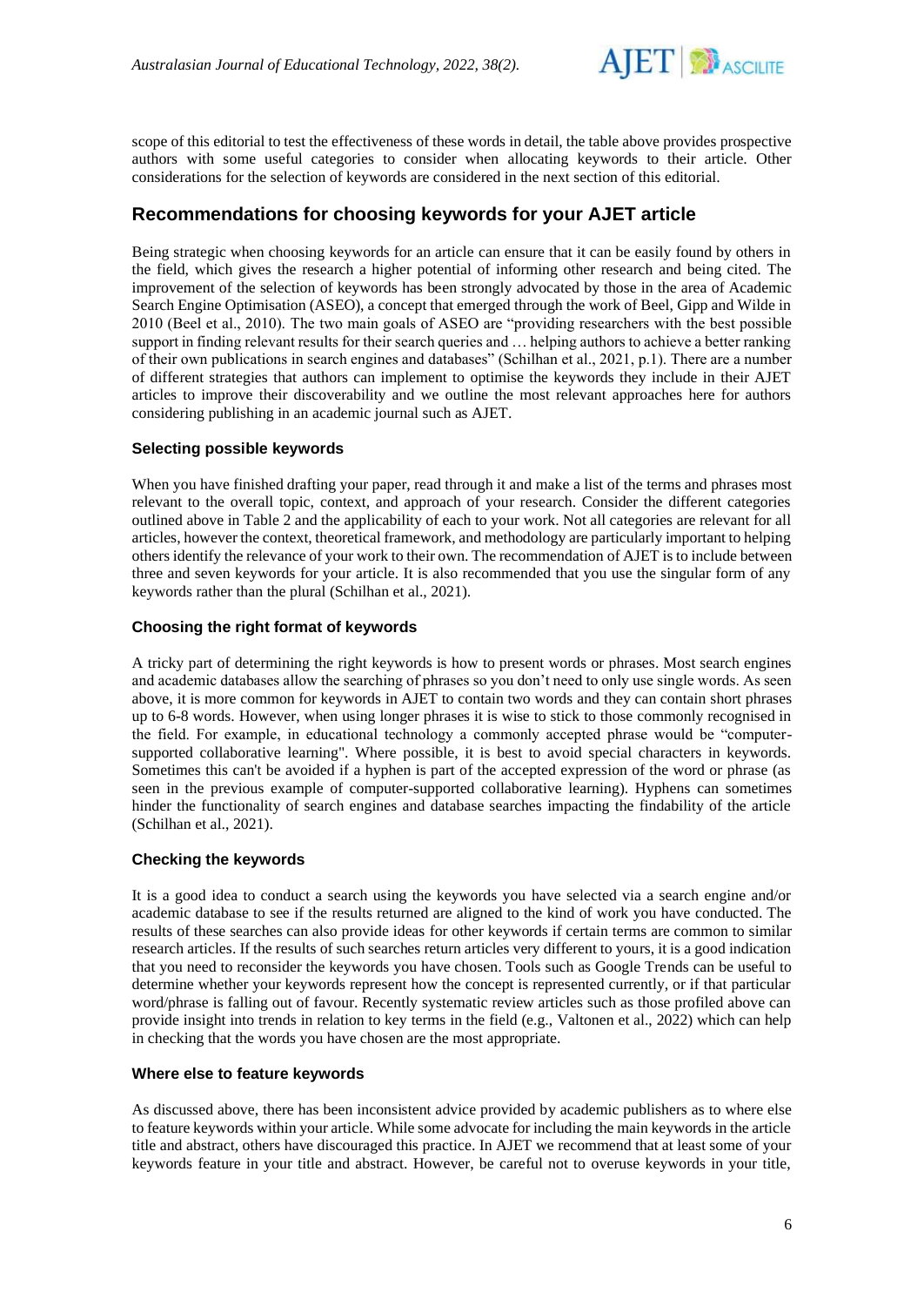scope of this editorial to test the effectiveness of these words in detail, the table above provides prospective authors with some useful categories to consider when allocating keywords to their article. Other considerations for the selection of keywords are considered in the next section of this editorial.

## Recommendations for choosing keywords for your AJET article

Being strategic when choosing keywords for an article can ensure that it can be easily found by others in the field, which gives the research a higher potential of informing other research and being cited. The improvement of the selection of keywords has been strongly advocated by those in the area of Academic Search Engine Optimisation (ASEO), a concept that emerged through the work of Beel, Gipp and Wilde in 2010 (Beel et al., 2010). The two main goals of ASEO are "providing researchers with the best possible support in finding relevant results for their search queries and … helping authors to achieve a better ranking of their own publications in search engines and databases" (Schilhan et al., 2021, p.1). There are a number of different strategies that authors can implement to optimise the keywords they include in their AJET articles to improve their discoverability and we outline the most relevant approaches here for authors considering publishing in an academic journal such as AJET.

### Selecting possible keywords

When you have finished drafting your paper, read through it and make a list of the terms and phrases most relevant to the overall topic, context, and approach of your research. Consider the different categories outlined above in Table 2 and the applicability of each to your work. Not all categories are relevant for all articles, however the context, theoretical framework, and methodology are particularly important to helping others identify the relevance of your work to their own. The recommendation of AJET is to include between three and seven keywords for your article. It is also recommended that you use the singular form of any keywords rather than the plural (Schilhan et al., 2021).

### Choosing the right format of keywords

A tricky part of determining the right keywords is how to present words or phrases. Most search engines and academic databases allow the searching of phrases so you don't need to only use single words. As seen above, it is more common for keywords in AJET to contain two words and they can contain short phrases up to 6-8 words. However, when using longer phrases it is wise to stick to those commonly recognised in the field. For example, in educational technology a commonly accepted phrase would be "computer-supported collaborative learning". Where possible, it is best to avoid special characters in keywords. Sometimes this can't be avoided if a hyphen is part of the accepted expression of the word or phrase (as seen in the previous example of computer-supported collaborative learning). Hyphens can sometimes hinder the functionality of search engines and database searches impacting the findability of the article (Schilhan et al., 2021).

### Checking the keywords

It is a good idea to conduct a search using the keywords you have selected via a search engine and/or academic database to see if the results returned are aligned to the kind of work you have conducted. The results of these searches can also provide ideas for other keywords if certain terms are common to similar research articles. If the results of such searches return articles very different to yours, it is a good indication that you need to reconsider the keywords you have chosen. Tools such as Google Trends can be useful to determine whether your keywords represent how the concept is represented currently, or if that particular word/phrase is falling out of favour. Recently systematic review articles such as those profiled above can provide insight into trends in relation to key terms in the field (e.g., Valtonen et al., 2022) which can help in checking that the words you have chosen are the most appropriate.

### Where else to feature keywords

As discussed above, there has been inconsistent advice provided by academic publishers as to where else to feature keywords within your article. While some advocate for including the main keywords in the article title and abstract, others have discouraged this practice. In AJET we recommend that at least some of your keywords feature in your title and abstract. However, be careful not to overuse keywords in your title,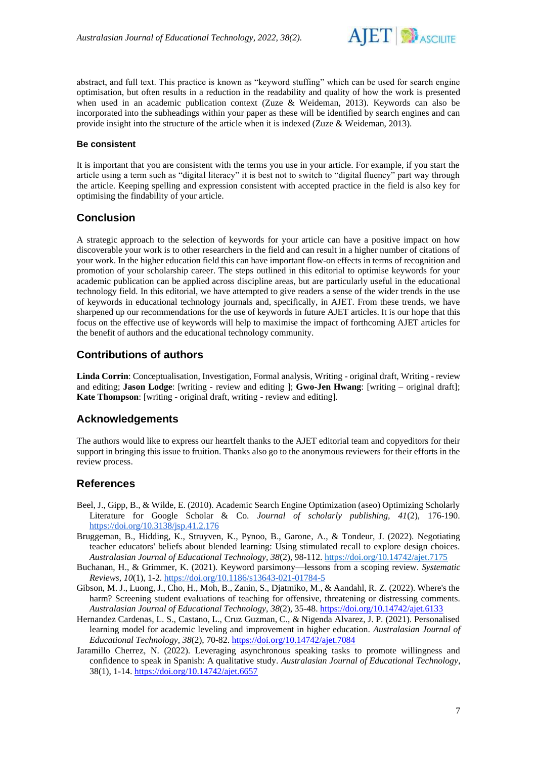abstract, and full text. This practice is known as "keyword stuffing" which can be used for search engine optimisation, but often results in a reduction in the readability and quality of how the work is presented when used in an academic publication context (Zuze & Weideman, 2013). Keywords can also be incorporated into the subheadings within your paper as these will be identified by search engines and can provide insight into the structure of the article when it is indexed (Zuze & Weideman, 2013).

### Be consistent

It is important that you are consistent with the terms you use in your article. For example, if you start the article using a term such as "digital literacy" it is best not to switch to "digital fluency" part way through the article. Keeping spelling and expression consistent with accepted practice in the field is also key for optimising the findability of your article.

## Conclusion

A strategic approach to the selection of keywords for your article can have a positive impact on how discoverable your work is to other researchers in the field and can result in a higher number of citations of your work. In the higher education field this can have important flow-on effects in terms of recognition and promotion of your scholarship career. The steps outlined in this editorial to optimise keywords for your academic publication can be applied across discipline areas, but are particularly useful in the educational technology field. In this editorial, we have attempted to give readers a sense of the wider trends in the use of keywords in educational technology journals and, specifically, in AJET. From these trends, we have sharpened up our recommendations for the use of keywords in future AJET articles. It is our hope that this focus on the effective use of keywords will help to maximise the impact of forthcoming AJET articles for the benefit of authors and the educational technology community.

## Contributions of authors

**Linda Corrin**: Conceptualisation, Investigation, Formal analysis, Writing - original draft, Writing - review and editing; **Jason Lodge**: [writing - review and editing ]; **Gwo-Jen Hwang**: [writing – original draft]; **Kate Thompson**: [writing - original draft, writing - review and editing].

## Acknowledgements

The authors would like to express our heartfelt thanks to the AJET editorial team and copyeditors for their support in bringing this issue to fruition. Thanks also go to the anonymous reviewers for their efforts in the review process.

## References

Beel, J., Gipp, B., & Wilde, E. (2010). Academic Search Engine Optimization (aseo) Optimizing Scholarly Literature for Google Scholar & Co. *Journal of scholarly publishing*, *41*(2), 176-190. https://doi.org/10.3138/jsp.41.2.176

Bruggeman, B., Hidding, K., Struyven, K., Pynoo, B., Garone, A., & Tondeur, J. (2022). Negotiating teacher educators' beliefs about blended learning: Using stimulated recall to explore design choices. *Australasian Journal of Educational Technology*, *38*(2), 98-112. https://doi.org/10.14742/ajet.7175

Buchanan, H., & Grimmer, K. (2021). Keyword parsimony—lessons from a scoping review. *Systematic Reviews*, *10*(1), 1-2. https://doi.org/10.1186/s13643-021-01784-5

Gibson, M. J., Luong, J., Cho, H., Moh, B., Zanin, S., Djatmiko, M., & Aandahl, R. Z. (2022). Where's the harm? Screening student evaluations of teaching for offensive, threatening or distressing comments. *Australasian Journal of Educational Technology*, *38*(2), 35-48. https://doi.org/10.14742/ajet.6133

Hernandez Cardenas, L. S., Castano, L., Cruz Guzman, C., & Nigenda Alvarez, J. P. (2021). Personalised learning model for academic leveling and improvement in higher education. *Australasian Journal of Educational Technology*, *38*(2), 70-82. https://doi.org/10.14742/ajet.7084

Jaramillo Cherrez, N. (2022). Leveraging asynchronous speaking tasks to promote willingness and confidence to speak in Spanish: A qualitative study. *Australasian Journal of Educational Technology*, 38(1), 1-14. https://doi.org/10.14742/ajet.6657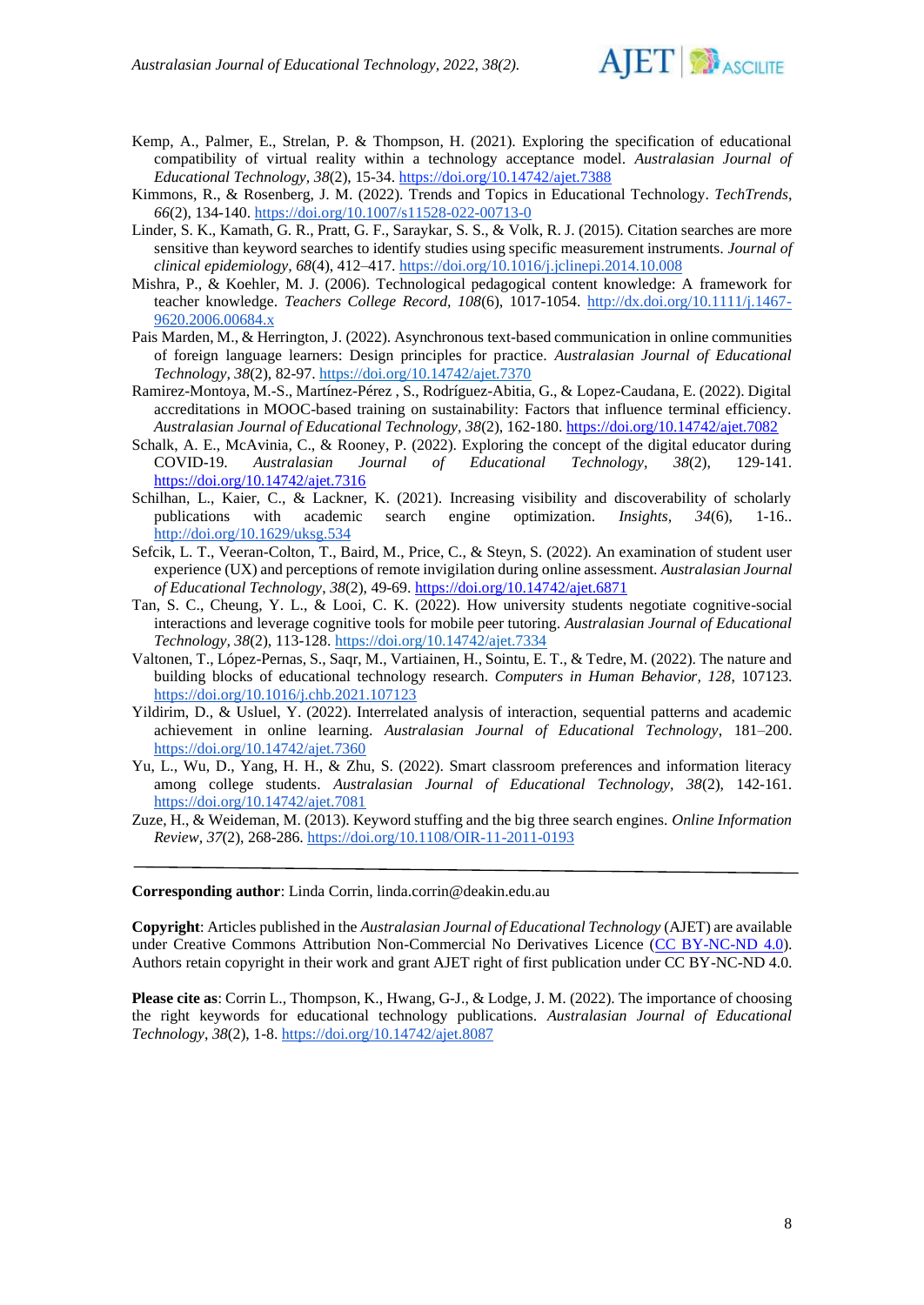Kemp, A., Palmer, E., Strelan, P. & Thompson, H. (2021). Exploring the specification of educational compatibility of virtual reality within a technology acceptance model. *Australasian Journal of Educational Technology, 38*(2), 15-34. https://doi.org/10.14742/ajet.7388

Kimmons, R., & Rosenberg, J. M. (2022). Trends and Topics in Educational Technology. *TechTrends, 66*(2), 134-140. https://doi.org/10.1007/s11528-022-00713-0

Linder, S. K., Kamath, G. R., Pratt, G. F., Saraykar, S. S., & Volk, R. J. (2015). Citation searches are more sensitive than keyword searches to identify studies using specific measurement instruments. *Journal of clinical epidemiology, 68*(4), 412–417. https://doi.org/10.1016/j.jclinepi.2014.10.008

Mishra, P., & Koehler, M. J. (2006). Technological pedagogical content knowledge: A framework for teacher knowledge. *Teachers College Record, 108*(6), 1017-1054. http://dx.doi.org/10.1111/j.1467-9620.2006.00684.x

Pais Marden, M., & Herrington, J. (2022). Asynchronous text-based communication in online communities of foreign language learners: Design principles for practice. *Australasian Journal of Educational Technology, 38*(2), 82-97. https://doi.org/10.14742/ajet.7370

Ramirez-Montoya, M.-S., Martínez-Pérez , S., Rodríguez-Abitia, G., & Lopez-Caudana, E. (2022). Digital accreditations in MOOC-based training on sustainability: Factors that influence terminal efficiency. *Australasian Journal of Educational Technology, 38*(2), 162-180. https://doi.org/10.14742/ajet.7082

Schalk, A. E., McAvinia, C., & Rooney, P. (2022). Exploring the concept of the digital educator during COVID-19. *Australasian Journal of Educational Technology, 38*(2), 129-141. https://doi.org/10.14742/ajet.7316

Schilhan, L., Kaier, C., & Lackner, K. (2021). Increasing visibility and discoverability of scholarly publications with academic search engine optimization. *Insights, 34*(6), 1-16.. http://doi.org/10.1629/uksg.534

Sefcik, L. T., Veeran-Colton, T., Baird, M., Price, C., & Steyn, S. (2022). An examination of student user experience (UX) and perceptions of remote invigilation during online assessment. *Australasian Journal of Educational Technology, 38*(2), 49-69. https://doi.org/10.14742/ajet.6871

Tan, S. C., Cheung, Y. L., & Looi, C. K. (2022). How university students negotiate cognitive-social interactions and leverage cognitive tools for mobile peer tutoring. *Australasian Journal of Educational Technology, 38*(2), 113-128. https://doi.org/10.14742/ajet.7334

Valtonen, T., López-Pernas, S., Saqr, M., Vartiainen, H., Sointu, E. T., & Tedre, M. (2022). The nature and building blocks of educational technology research. *Computers in Human Behavior, 128*, 107123. https://doi.org/10.1016/j.chb.2021.107123

Yildirim, D., & Usluel, Y. (2022). Interrelated analysis of interaction, sequential patterns and academic achievement in online learning. *Australasian Journal of Educational Technology*, 181–200. https://doi.org/10.14742/ajet.7360

Yu, L., Wu, D., Yang, H. H., & Zhu, S. (2022). Smart classroom preferences and information literacy among college students. *Australasian Journal of Educational Technology, 38*(2), 142-161. https://doi.org/10.14742/ajet.7081

Zuze, H., & Weideman, M. (2013). Keyword stuffing and the big three search engines. *Online Information Review, 37*(2), 268-286. https://doi.org/10.1108/OIR-11-2011-0193

---

**Corresponding author**: Linda Corrin, linda.corrin@deakin.edu.au

**Copyright**: Articles published in the *Australasian Journal of Educational Technology* (AJET) are available under Creative Commons Attribution Non-Commercial No Derivatives Licence (CC BY-NC-ND 4.0). Authors retain copyright in their work and grant AJET right of first publication under CC BY-NC-ND 4.0.

**Please cite as**: Corrin L., Thompson, K., Hwang, G-J., & Lodge, J. M. (2022). The importance of choosing the right keywords for educational technology publications. *Australasian Journal of Educational Technology, 38*(2), 1-8. https://doi.org/10.14742/ajet.8087